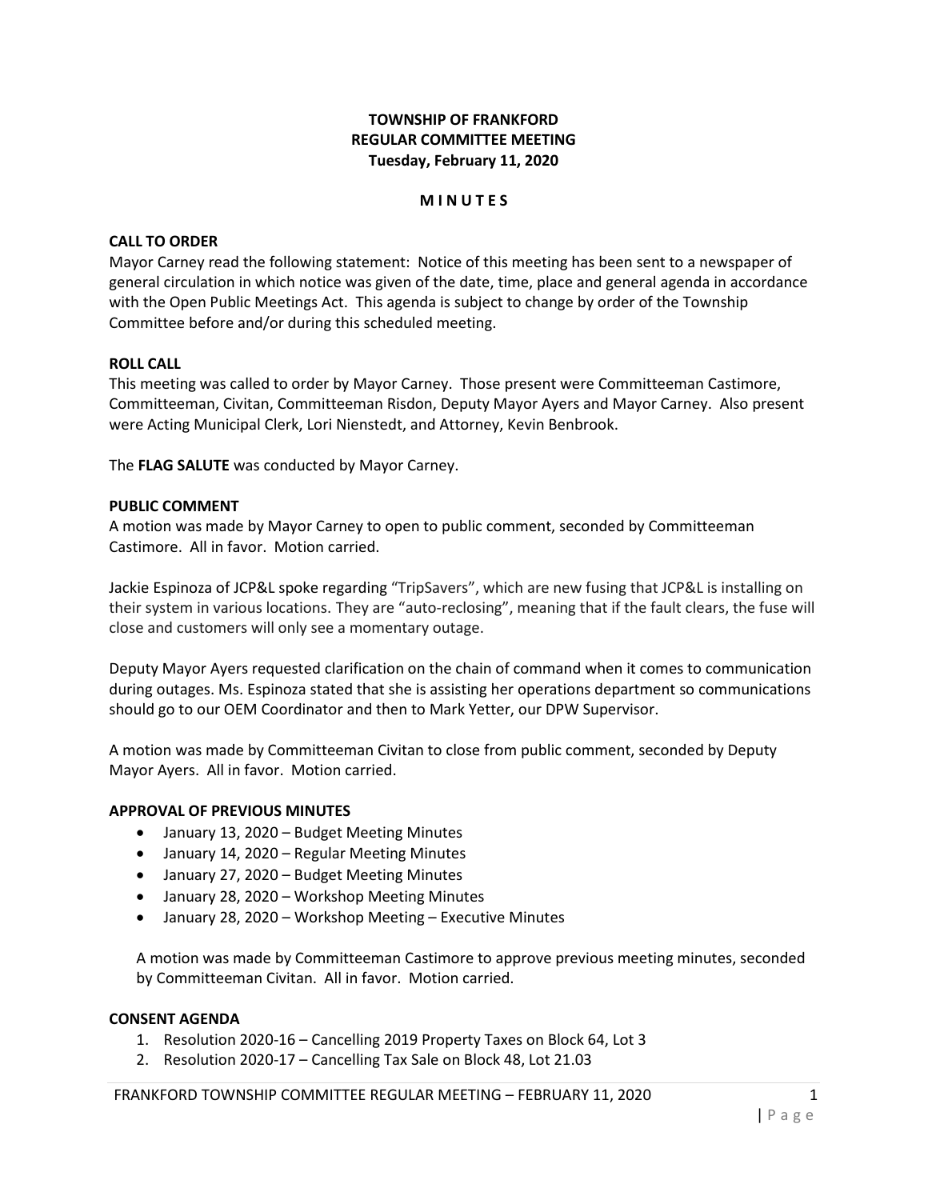**TOWNSHIP OF FRANKFORD**
**REGULAR COMMITTEE MEETING**
**Tuesday, February 11, 2020**

**M I N U T E S**

**CALL TO ORDER**

Mayor Carney read the following statement: Notice of this meeting has been sent to a newspaper of general circulation in which notice was given of the date, time, place and general agenda in accordance with the Open Public Meetings Act. This agenda is subject to change by order of the Township Committee before and/or during this scheduled meeting.

**ROLL CALL**

This meeting was called to order by Mayor Carney. Those present were Committeeman Castimore, Committeeman, Civitan, Committeeman Risdon, Deputy Mayor Ayers and Mayor Carney. Also present were Acting Municipal Clerk, Lori Nienstedt, and Attorney, Kevin Benbrook.

The **FLAG SALUTE** was conducted by Mayor Carney.

**PUBLIC COMMENT**

A motion was made by Mayor Carney to open to public comment, seconded by Committeeman Castimore. All in favor. Motion carried.

Jackie Espinoza of JCP&L spoke regarding "TripSavers", which are new fusing that JCP&L is installing on their system in various locations. They are "auto-reclosing", meaning that if the fault clears, the fuse will close and customers will only see a momentary outage.

Deputy Mayor Ayers requested clarification on the chain of command when it comes to communication during outages. Ms. Espinoza stated that she is assisting her operations department so communications should go to our OEM Coordinator and then to Mark Yetter, our DPW Supervisor.

A motion was made by Committeeman Civitan to close from public comment, seconded by Deputy Mayor Ayers. All in favor. Motion carried.

**APPROVAL OF PREVIOUS MINUTES**

- January 13, 2020 – Budget Meeting Minutes
- January 14, 2020 – Regular Meeting Minutes
- January 27, 2020 – Budget Meeting Minutes
- January 28, 2020 – Workshop Meeting Minutes
- January 28, 2020 – Workshop Meeting – Executive Minutes

A motion was made by Committeeman Castimore to approve previous meeting minutes, seconded by Committeeman Civitan. All in favor. Motion carried.

**CONSENT AGENDA**

1. Resolution 2020-16 – Cancelling 2019 Property Taxes on Block 64, Lot 3
2. Resolution 2020-17 – Cancelling Tax Sale on Block 48, Lot 21.03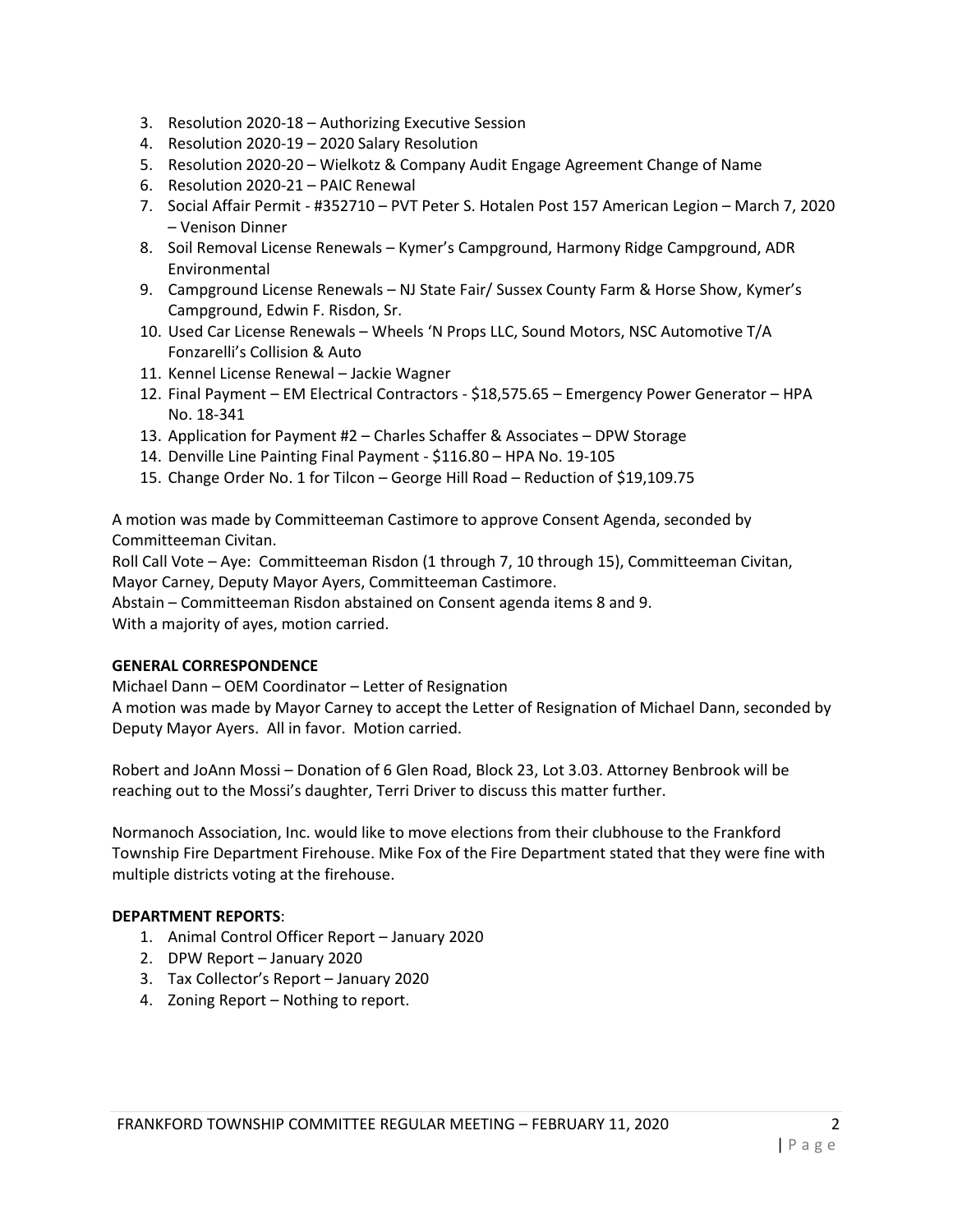3. Resolution 2020-18 – Authorizing Executive Session
4. Resolution 2020-19 – 2020 Salary Resolution
5. Resolution 2020-20 – Wielkotz & Company Audit Engage Agreement Change of Name
6. Resolution 2020-21 – PAIC Renewal
7. Social Affair Permit - #352710 – PVT Peter S. Hotalen Post 157 American Legion – March 7, 2020 – Venison Dinner
8. Soil Removal License Renewals – Kymer's Campground, Harmony Ridge Campground, ADR Environmental
9. Campground License Renewals – NJ State Fair/ Sussex County Farm & Horse Show, Kymer's Campground, Edwin F. Risdon, Sr.
10. Used Car License Renewals – Wheels 'N Props LLC, Sound Motors, NSC Automotive T/A Fonzarelli's Collision & Auto
11. Kennel License Renewal – Jackie Wagner
12. Final Payment – EM Electrical Contractors - $18,575.65 – Emergency Power Generator – HPA No. 18-341
13. Application for Payment #2 – Charles Schaffer & Associates – DPW Storage
14. Denville Line Painting Final Payment - $116.80 – HPA No. 19-105
15. Change Order No. 1 for Tilcon – George Hill Road – Reduction of $19,109.75

A motion was made by Committeeman Castimore to approve Consent Agenda, seconded by Committeeman Civitan.
Roll Call Vote – Aye: Committeeman Risdon (1 through 7, 10 through 15), Committeeman Civitan, Mayor Carney, Deputy Mayor Ayers, Committeeman Castimore.
Abstain – Committeeman Risdon abstained on Consent agenda items 8 and 9.
With a majority of ayes, motion carried.

**GENERAL CORRESPONDENCE**

Michael Dann – OEM Coordinator – Letter of Resignation
A motion was made by Mayor Carney to accept the Letter of Resignation of Michael Dann, seconded by Deputy Mayor Ayers. All in favor. Motion carried.

Robert and JoAnn Mossi – Donation of 6 Glen Road, Block 23, Lot 3.03. Attorney Benbrook will be reaching out to the Mossi's daughter, Terri Driver to discuss this matter further.

Normanoch Association, Inc. would like to move elections from their clubhouse to the Frankford Township Fire Department Firehouse. Mike Fox of the Fire Department stated that they were fine with multiple districts voting at the firehouse.

**DEPARTMENT REPORTS**:

1. Animal Control Officer Report – January 2020
2. DPW Report – January 2020
3. Tax Collector's Report – January 2020
4. Zoning Report – Nothing to report.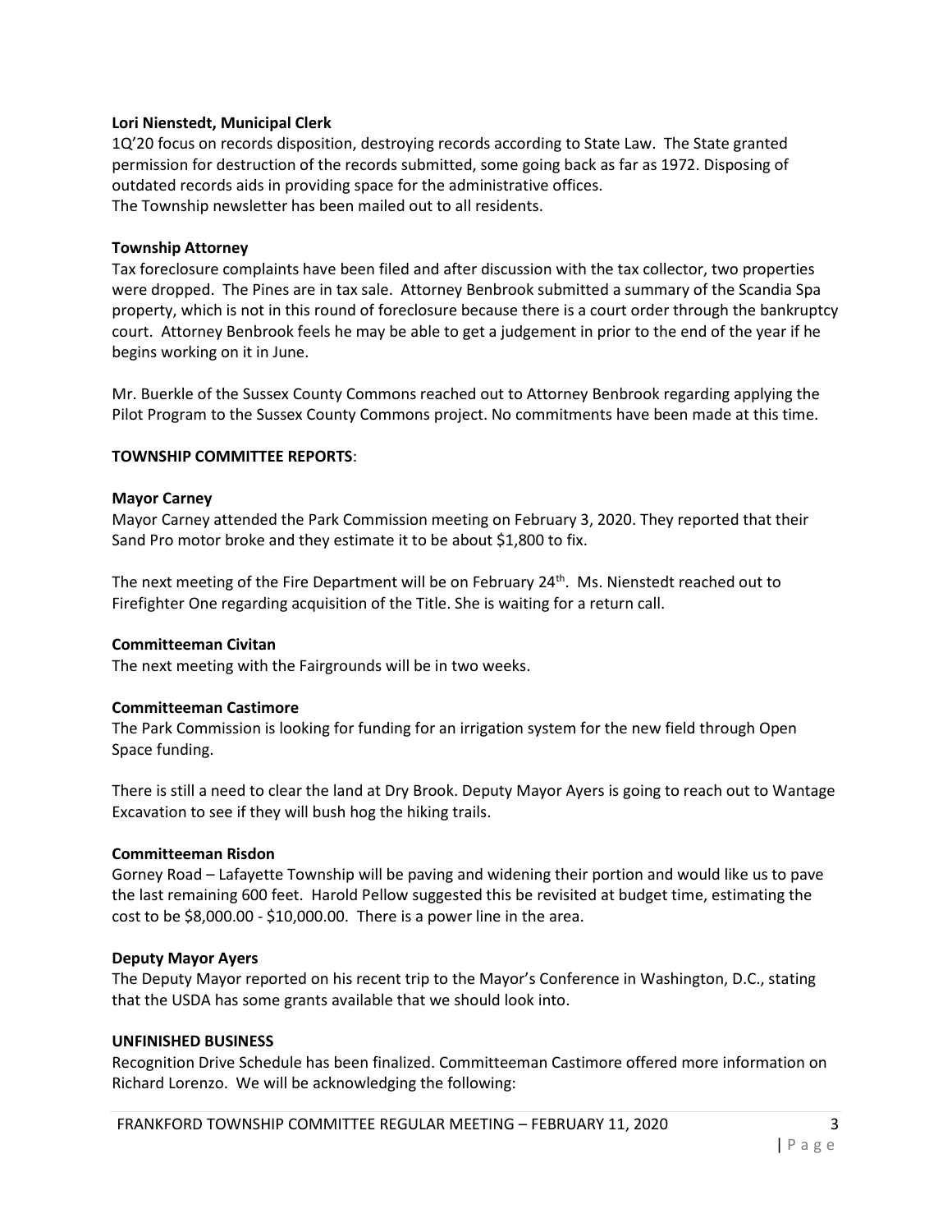**Lori Nienstedt, Municipal Clerk**

1Q'20 focus on records disposition, destroying records according to State Law. The State granted permission for destruction of the records submitted, some going back as far as 1972. Disposing of outdated records aids in providing space for the administrative offices.
The Township newsletter has been mailed out to all residents.

**Township Attorney**

Tax foreclosure complaints have been filed and after discussion with the tax collector, two properties were dropped. The Pines are in tax sale. Attorney Benbrook submitted a summary of the Scandia Spa property, which is not in this round of foreclosure because there is a court order through the bankruptcy court. Attorney Benbrook feels he may be able to get a judgement in prior to the end of the year if he begins working on it in June.

Mr. Buerkle of the Sussex County Commons reached out to Attorney Benbrook regarding applying the Pilot Program to the Sussex County Commons project. No commitments have been made at this time.

**TOWNSHIP COMMITTEE REPORTS**:

**Mayor Carney**

Mayor Carney attended the Park Commission meeting on February 3, 2020. They reported that their Sand Pro motor broke and they estimate it to be about $1,800 to fix.

The next meeting of the Fire Department will be on February 24th. Ms. Nienstedt reached out to Firefighter One regarding acquisition of the Title. She is waiting for a return call.

**Committeeman Civitan**

The next meeting with the Fairgrounds will be in two weeks.

**Committeeman Castimore**

The Park Commission is looking for funding for an irrigation system for the new field through Open Space funding.

There is still a need to clear the land at Dry Brook. Deputy Mayor Ayers is going to reach out to Wantage Excavation to see if they will bush hog the hiking trails.

**Committeeman Risdon**

Gorney Road – Lafayette Township will be paving and widening their portion and would like us to pave the last remaining 600 feet. Harold Pellow suggested this be revisited at budget time, estimating the cost to be $8,000.00 - $10,000.00. There is a power line in the area.

**Deputy Mayor Ayers**

The Deputy Mayor reported on his recent trip to the Mayor's Conference in Washington, D.C., stating that the USDA has some grants available that we should look into.

**UNFINISHED BUSINESS**

Recognition Drive Schedule has been finalized. Committeeman Castimore offered more information on Richard Lorenzo. We will be acknowledging the following: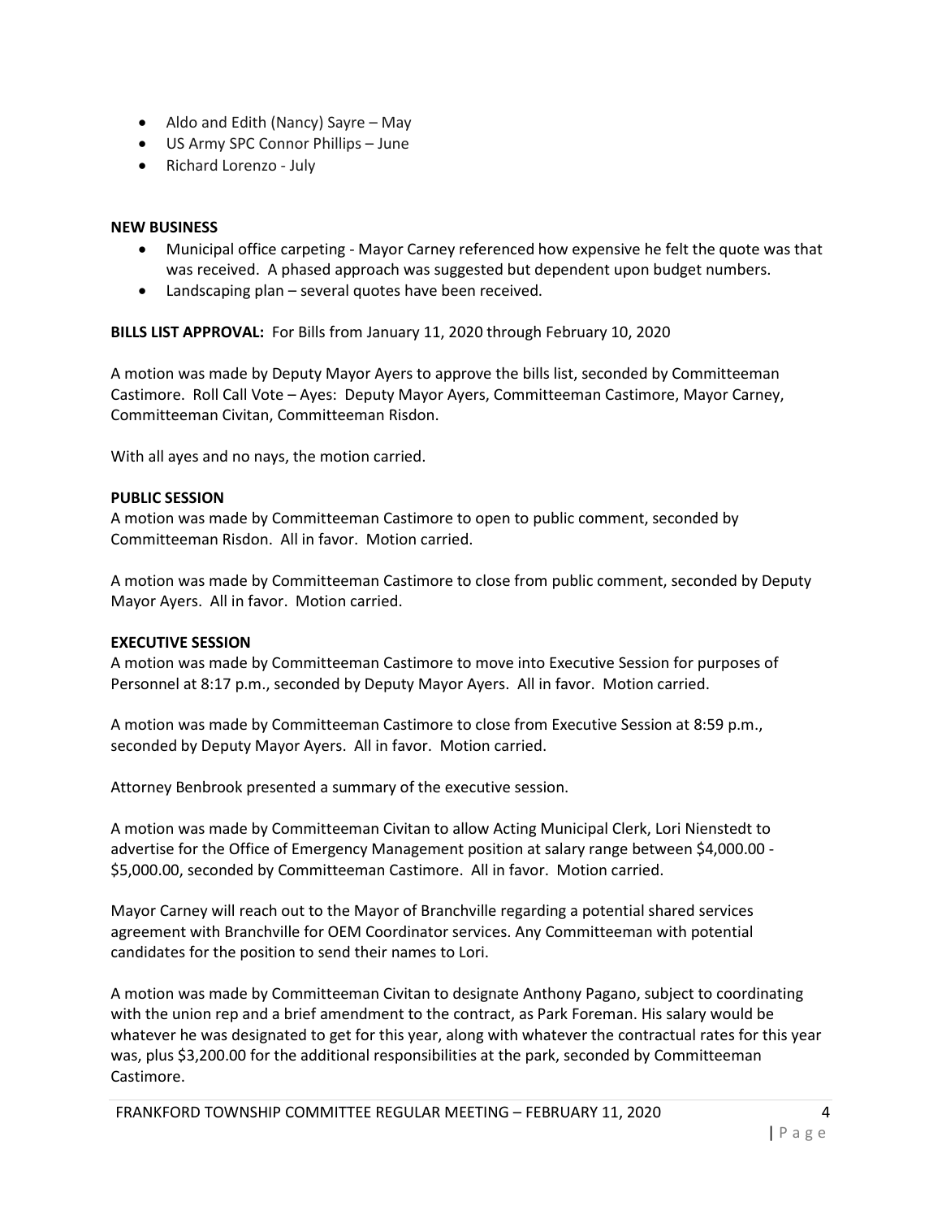- Aldo and Edith (Nancy) Sayre – May
- US Army SPC Connor Phillips – June
- Richard Lorenzo - July

**NEW BUSINESS**

- Municipal office carpeting - Mayor Carney referenced how expensive he felt the quote was that was received. A phased approach was suggested but dependent upon budget numbers.
- Landscaping plan – several quotes have been received.

**BILLS LIST APPROVAL:** For Bills from January 11, 2020 through February 10, 2020

A motion was made by Deputy Mayor Ayers to approve the bills list, seconded by Committeeman Castimore. Roll Call Vote – Ayes: Deputy Mayor Ayers, Committeeman Castimore, Mayor Carney, Committeeman Civitan, Committeeman Risdon.

With all ayes and no nays, the motion carried.

**PUBLIC SESSION**

A motion was made by Committeeman Castimore to open to public comment, seconded by Committeeman Risdon. All in favor. Motion carried.

A motion was made by Committeeman Castimore to close from public comment, seconded by Deputy Mayor Ayers. All in favor. Motion carried.

**EXECUTIVE SESSION**

A motion was made by Committeeman Castimore to move into Executive Session for purposes of Personnel at 8:17 p.m., seconded by Deputy Mayor Ayers. All in favor. Motion carried.

A motion was made by Committeeman Castimore to close from Executive Session at 8:59 p.m., seconded by Deputy Mayor Ayers. All in favor. Motion carried.

Attorney Benbrook presented a summary of the executive session.

A motion was made by Committeeman Civitan to allow Acting Municipal Clerk, Lori Nienstedt to advertise for the Office of Emergency Management position at salary range between $4,000.00 - $5,000.00, seconded by Committeeman Castimore. All in favor. Motion carried.

Mayor Carney will reach out to the Mayor of Branchville regarding a potential shared services agreement with Branchville for OEM Coordinator services. Any Committeeman with potential candidates for the position to send their names to Lori.

A motion was made by Committeeman Civitan to designate Anthony Pagano, subject to coordinating with the union rep and a brief amendment to the contract, as Park Foreman. His salary would be whatever he was designated to get for this year, along with whatever the contractual rates for this year was, plus $3,200.00 for the additional responsibilities at the park, seconded by Committeeman Castimore.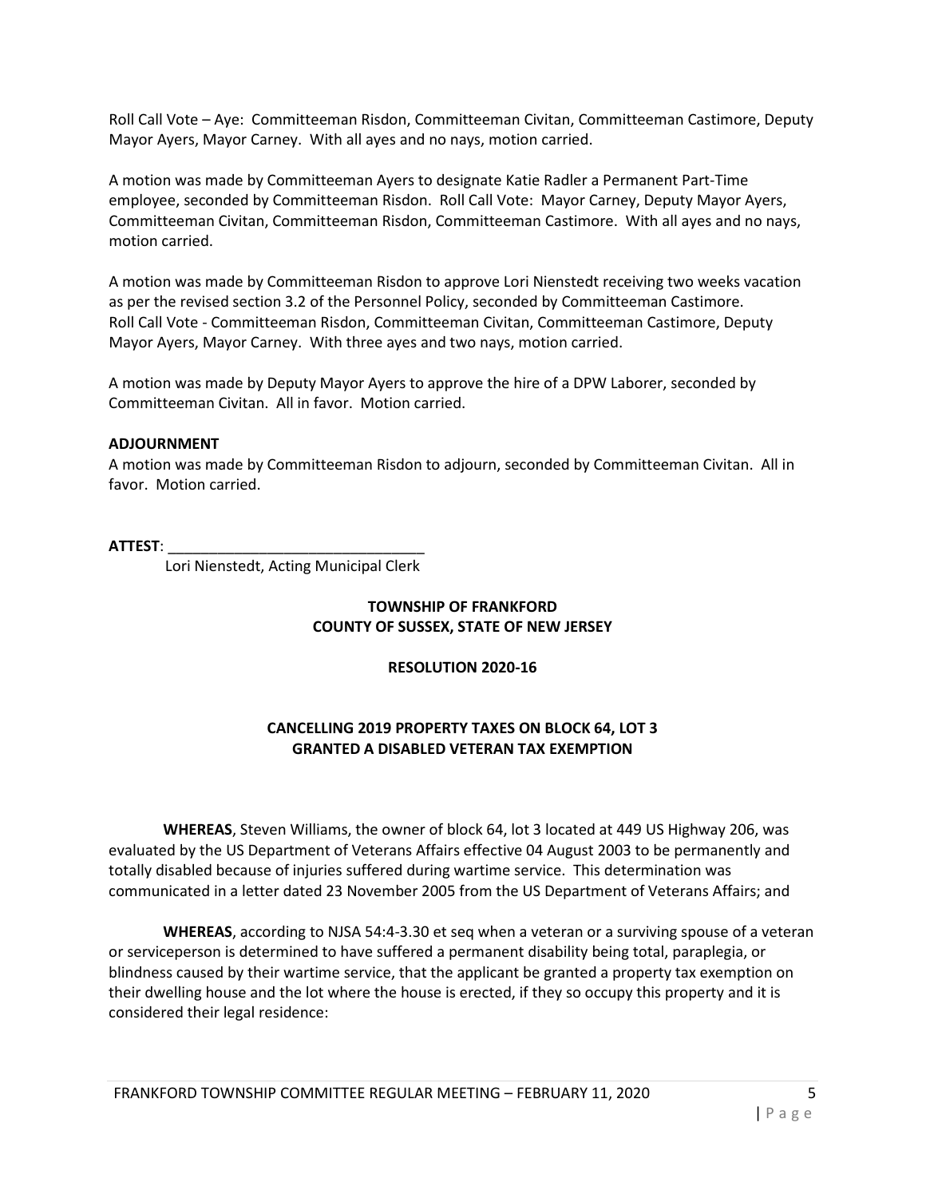Roll Call Vote – Aye: Committeeman Risdon, Committeeman Civitan, Committeeman Castimore, Deputy Mayor Ayers, Mayor Carney. With all ayes and no nays, motion carried.

A motion was made by Committeeman Ayers to designate Katie Radler a Permanent Part-Time employee, seconded by Committeeman Risdon. Roll Call Vote: Mayor Carney, Deputy Mayor Ayers, Committeeman Civitan, Committeeman Risdon, Committeeman Castimore. With all ayes and no nays, motion carried.

A motion was made by Committeeman Risdon to approve Lori Nienstedt receiving two weeks vacation as per the revised section 3.2 of the Personnel Policy, seconded by Committeeman Castimore. Roll Call Vote - Committeeman Risdon, Committeeman Civitan, Committeeman Castimore, Deputy Mayor Ayers, Mayor Carney. With three ayes and two nays, motion carried.

A motion was made by Deputy Mayor Ayers to approve the hire of a DPW Laborer, seconded by Committeeman Civitan. All in favor. Motion carried.

**ADJOURNMENT**

A motion was made by Committeeman Risdon to adjourn, seconded by Committeeman Civitan. All in favor. Motion carried.

**ATTEST**: _______________________________

Lori Nienstedt, Acting Municipal Clerk

**TOWNSHIP OF FRANKFORD**
**COUNTY OF SUSSEX, STATE OF NEW JERSEY**

**RESOLUTION 2020-16**

**CANCELLING 2019 PROPERTY TAXES ON BLOCK 64, LOT 3**
**GRANTED A DISABLED VETERAN TAX EXEMPTION**

**WHEREAS**, Steven Williams, the owner of block 64, lot 3 located at 449 US Highway 206, was evaluated by the US Department of Veterans Affairs effective 04 August 2003 to be permanently and totally disabled because of injuries suffered during wartime service. This determination was communicated in a letter dated 23 November 2005 from the US Department of Veterans Affairs; and

**WHEREAS**, according to NJSA 54:4-3.30 et seq when a veteran or a surviving spouse of a veteran or serviceperson is determined to have suffered a permanent disability being total, paraplegia, or blindness caused by their wartime service, that the applicant be granted a property tax exemption on their dwelling house and the lot where the house is erected, if they so occupy this property and it is considered their legal residence: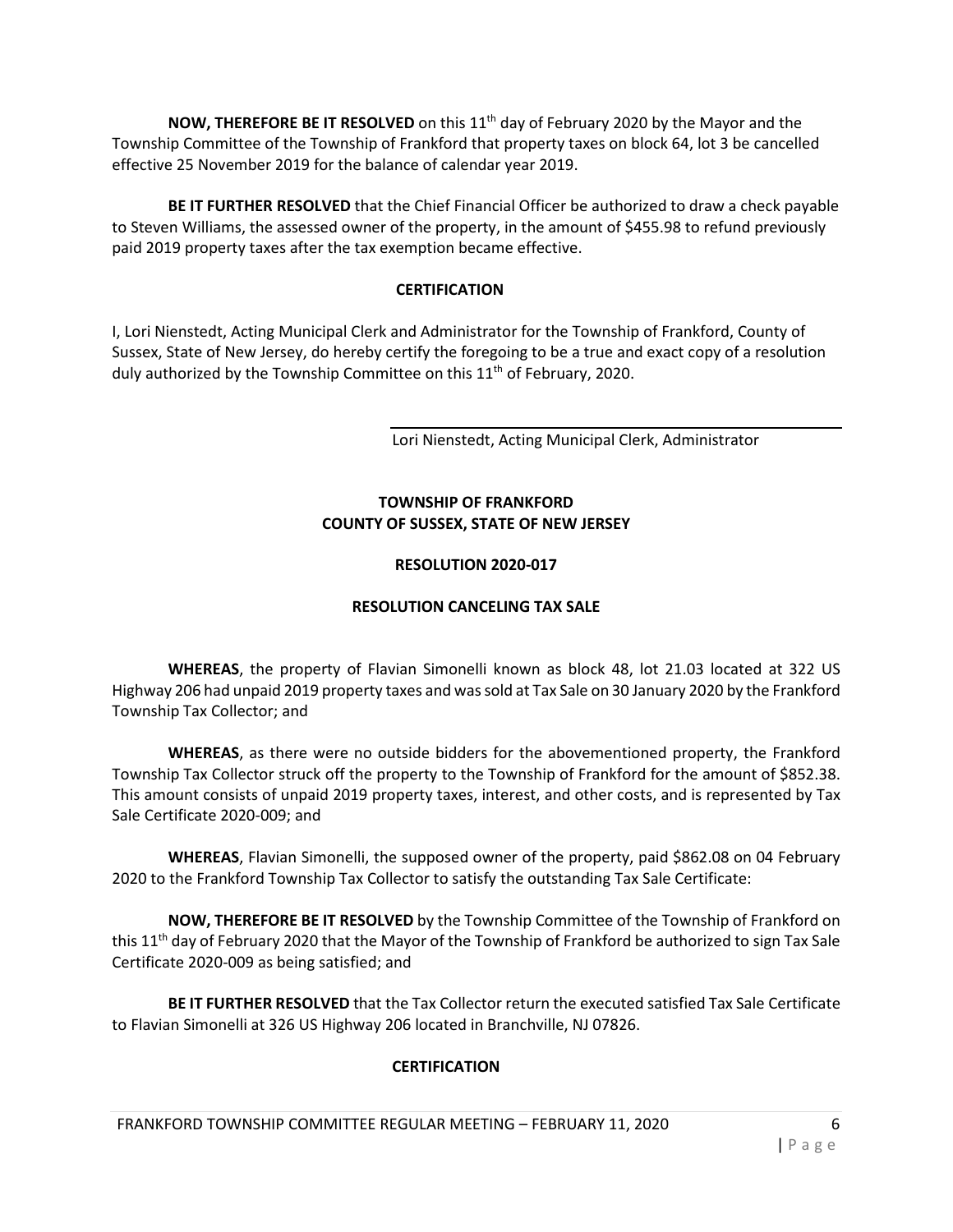**NOW, THEREFORE BE IT RESOLVED** on this 11th day of February 2020 by the Mayor and the Township Committee of the Township of Frankford that property taxes on block 64, lot 3 be cancelled effective 25 November 2019 for the balance of calendar year 2019.

**BE IT FURTHER RESOLVED** that the Chief Financial Officer be authorized to draw a check payable to Steven Williams, the assessed owner of the property, in the amount of $455.98 to refund previously paid 2019 property taxes after the tax exemption became effective.

**CERTIFICATION**

I, Lori Nienstedt, Acting Municipal Clerk and Administrator for the Township of Frankford, County of Sussex, State of New Jersey, do hereby certify the foregoing to be a true and exact copy of a resolution duly authorized by the Township Committee on this 11th of February, 2020.

Lori Nienstedt, Acting Municipal Clerk, Administrator

**TOWNSHIP OF FRANKFORD**
**COUNTY OF SUSSEX, STATE OF NEW JERSEY**

**RESOLUTION 2020-017**

**RESOLUTION CANCELING TAX SALE**

**WHEREAS**, the property of Flavian Simonelli known as block 48, lot 21.03 located at 322 US Highway 206 had unpaid 2019 property taxes and was sold at Tax Sale on 30 January 2020 by the Frankford Township Tax Collector; and

**WHEREAS**, as there were no outside bidders for the abovementioned property, the Frankford Township Tax Collector struck off the property to the Township of Frankford for the amount of $852.38. This amount consists of unpaid 2019 property taxes, interest, and other costs, and is represented by Tax Sale Certificate 2020-009; and

**WHEREAS**, Flavian Simonelli, the supposed owner of the property, paid $862.08 on 04 February 2020 to the Frankford Township Tax Collector to satisfy the outstanding Tax Sale Certificate:

**NOW, THEREFORE BE IT RESOLVED** by the Township Committee of the Township of Frankford on this 11th day of February 2020 that the Mayor of the Township of Frankford be authorized to sign Tax Sale Certificate 2020-009 as being satisfied; and

**BE IT FURTHER RESOLVED** that the Tax Collector return the executed satisfied Tax Sale Certificate to Flavian Simonelli at 326 US Highway 206 located in Branchville, NJ 07826.

**CERTIFICATION**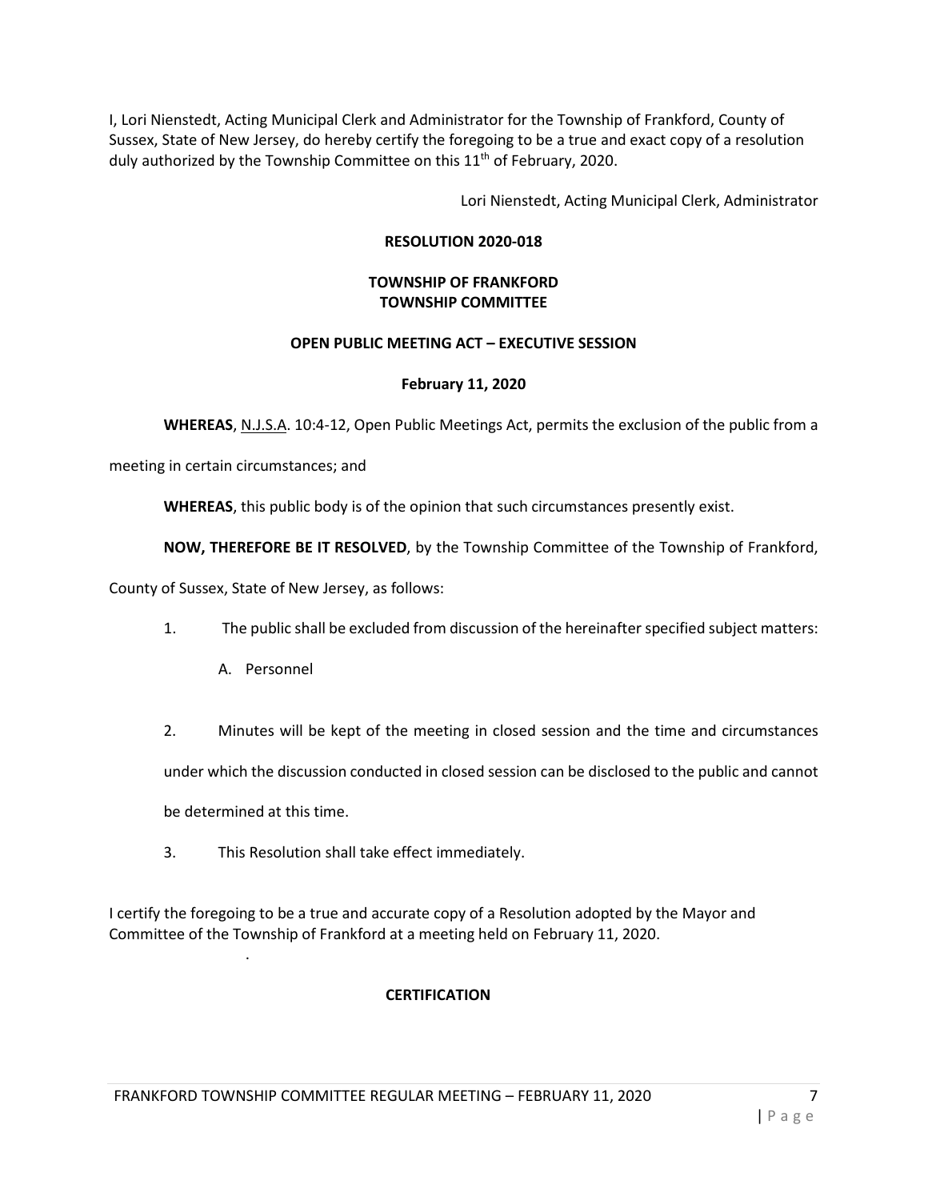I, Lori Nienstedt, Acting Municipal Clerk and Administrator for the Township of Frankford, County of Sussex, State of New Jersey, do hereby certify the foregoing to be a true and exact copy of a resolution duly authorized by the Township Committee on this 11th of February, 2020.

Lori Nienstedt, Acting Municipal Clerk, Administrator

**RESOLUTION 2020-018**

**TOWNSHIP OF FRANKFORD**
**TOWNSHIP COMMITTEE**

**OPEN PUBLIC MEETING ACT – EXECUTIVE SESSION**

**February 11, 2020**

**WHEREAS**, N.J.S.A. 10:4-12, Open Public Meetings Act, permits the exclusion of the public from a meeting in certain circumstances; and

**WHEREAS**, this public body is of the opinion that such circumstances presently exist.

**NOW, THEREFORE BE IT RESOLVED**, by the Township Committee of the Township of Frankford, County of Sussex, State of New Jersey, as follows:

1. The public shall be excluded from discussion of the hereinafter specified subject matters:

   A. Personnel

2. Minutes will be kept of the meeting in closed session and the time and circumstances under which the discussion conducted in closed session can be disclosed to the public and cannot be determined at this time.

3. This Resolution shall take effect immediately.

I certify the foregoing to be a true and accurate copy of a Resolution adopted by the Mayor and Committee of the Township of Frankford at a meeting held on February 11, 2020.

**CERTIFICATION**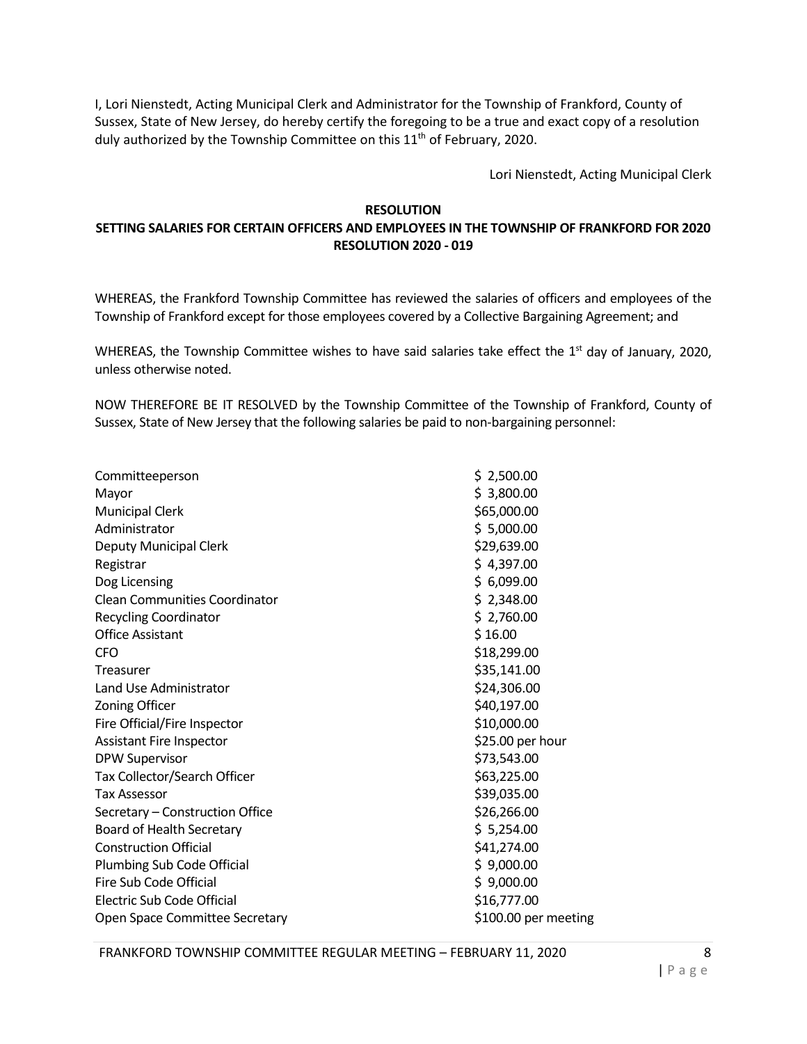I, Lori Nienstedt, Acting Municipal Clerk and Administrator for the Township of Frankford, County of Sussex, State of New Jersey, do hereby certify the foregoing to be a true and exact copy of a resolution duly authorized by the Township Committee on this 11th of February, 2020.

Lori Nienstedt, Acting Municipal Clerk

**RESOLUTION**

**SETTING SALARIES FOR CERTAIN OFFICERS AND EMPLOYEES IN THE TOWNSHIP OF FRANKFORD FOR 2020**

**RESOLUTION 2020 - 019**

WHEREAS, the Frankford Township Committee has reviewed the salaries of officers and employees of the Township of Frankford except for those employees covered by a Collective Bargaining Agreement; and

WHEREAS, the Township Committee wishes to have said salaries take effect the 1st day of January, 2020, unless otherwise noted.

NOW THEREFORE BE IT RESOLVED by the Township Committee of the Township of Frankford, County of Sussex, State of New Jersey that the following salaries be paid to non-bargaining personnel:

| Position | Salary |
|---|---|
| Committeeperson | $ 2,500.00 |
| Mayor | $ 3,800.00 |
| Municipal Clerk | $65,000.00 |
| Administrator | $ 5,000.00 |
| Deputy Municipal Clerk | $29,639.00 |
| Registrar | $ 4,397.00 |
| Dog Licensing | $ 6,099.00 |
| Clean Communities Coordinator | $ 2,348.00 |
| Recycling Coordinator | $ 2,760.00 |
| Office Assistant | $ 16.00 |
| CFO | $18,299.00 |
| Treasurer | $35,141.00 |
| Land Use Administrator | $24,306.00 |
| Zoning Officer | $40,197.00 |
| Fire Official/Fire Inspector | $10,000.00 |
| Assistant Fire Inspector | $25.00 per hour |
| DPW Supervisor | $73,543.00 |
| Tax Collector/Search Officer | $63,225.00 |
| Tax Assessor | $39,035.00 |
| Secretary – Construction Office | $26,266.00 |
| Board of Health Secretary | $ 5,254.00 |
| Construction Official | $41,274.00 |
| Plumbing Sub Code Official | $ 9,000.00 |
| Fire Sub Code Official | $ 9,000.00 |
| Electric Sub Code Official | $16,777.00 |
| Open Space Committee Secretary | $100.00 per meeting |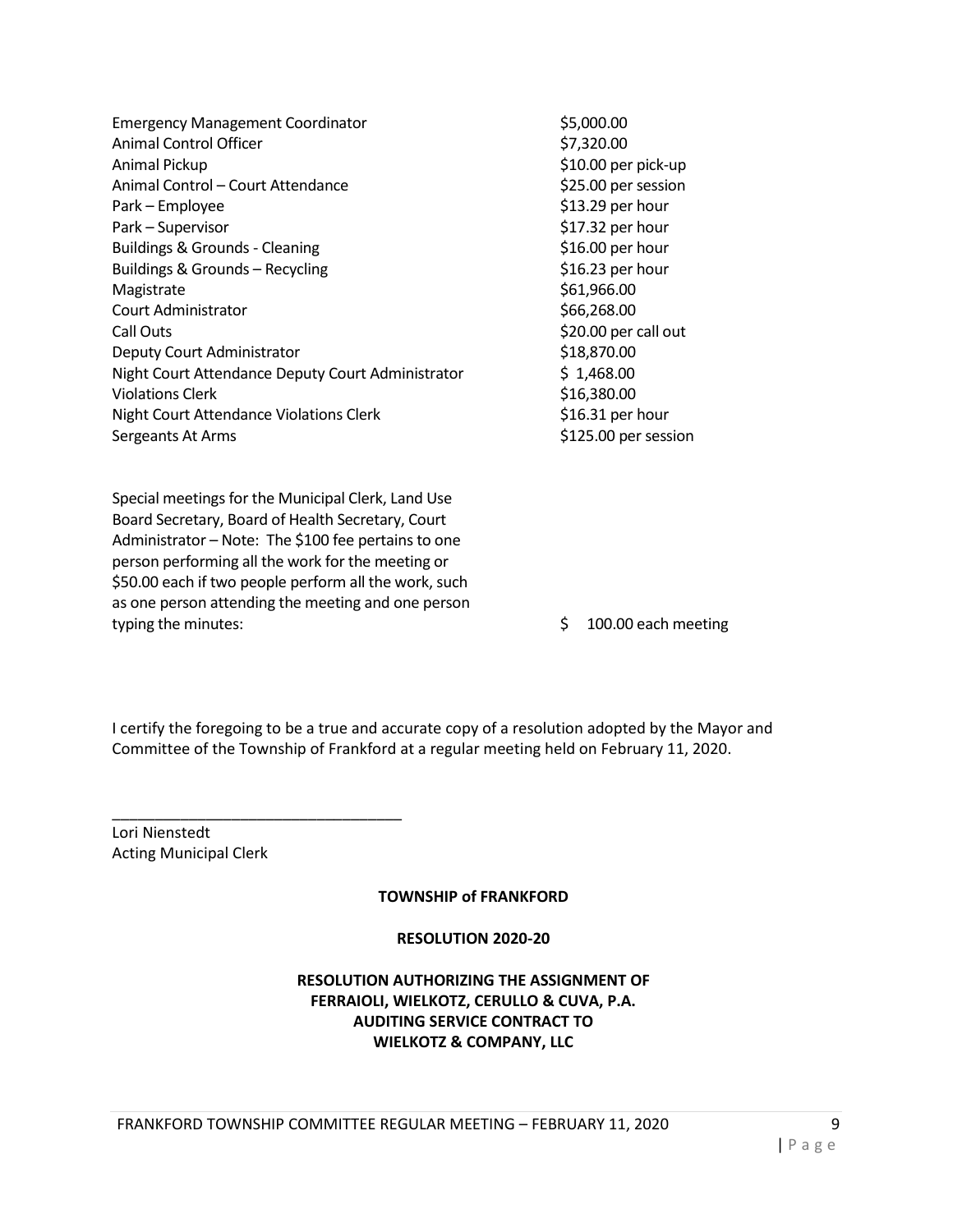| | |
|---|---|
| Emergency Management Coordinator | $5,000.00 |
| Animal Control Officer | $7,320.00 |
| Animal Pickup | $10.00 per pick-up |
| Animal Control – Court Attendance | $25.00 per session |
| Park – Employee | $13.29 per hour |
| Park – Supervisor | $17.32 per hour |
| Buildings & Grounds - Cleaning | $16.00 per hour |
| Buildings & Grounds – Recycling | $16.23 per hour |
| Magistrate | $61,966.00 |
| Court Administrator | $66,268.00 |
| Call Outs | $20.00 per call out |
| Deputy Court Administrator | $18,870.00 |
| Night Court Attendance Deputy Court Administrator | $ 1,468.00 |
| Violations Clerk | $16,380.00 |
| Night Court Attendance Violations Clerk | $16.31 per hour |
| Sergeants At Arms | $125.00 per session |
| Special meetings for the Municipal Clerk, Land Use Board Secretary, Board of Health Secretary, Court Administrator – Note: The $100 fee pertains to one person performing all the work for the meeting or $50.00 each if two people perform all the work, such as one person attending the meeting and one person typing the minutes: | $ 100.00 each meeting |

I certify the foregoing to be a true and accurate copy of a resolution adopted by the Mayor and Committee of the Township of Frankford at a regular meeting held on February 11, 2020.

\_\_\_\_\_\_\_\_\_\_\_\_\_\_\_\_\_\_\_\_\_\_\_\_\_\_\_\_\_\_\_\_\_\_\_

Lori Nienstedt
Acting Municipal Clerk

**TOWNSHIP of FRANKFORD**

**RESOLUTION 2020-20**

**RESOLUTION AUTHORIZING THE ASSIGNMENT OF FERRAIOLI, WIELKOTZ, CERULLO & CUVA, P.A. AUDITING SERVICE CONTRACT TO WIELKOTZ & COMPANY, LLC**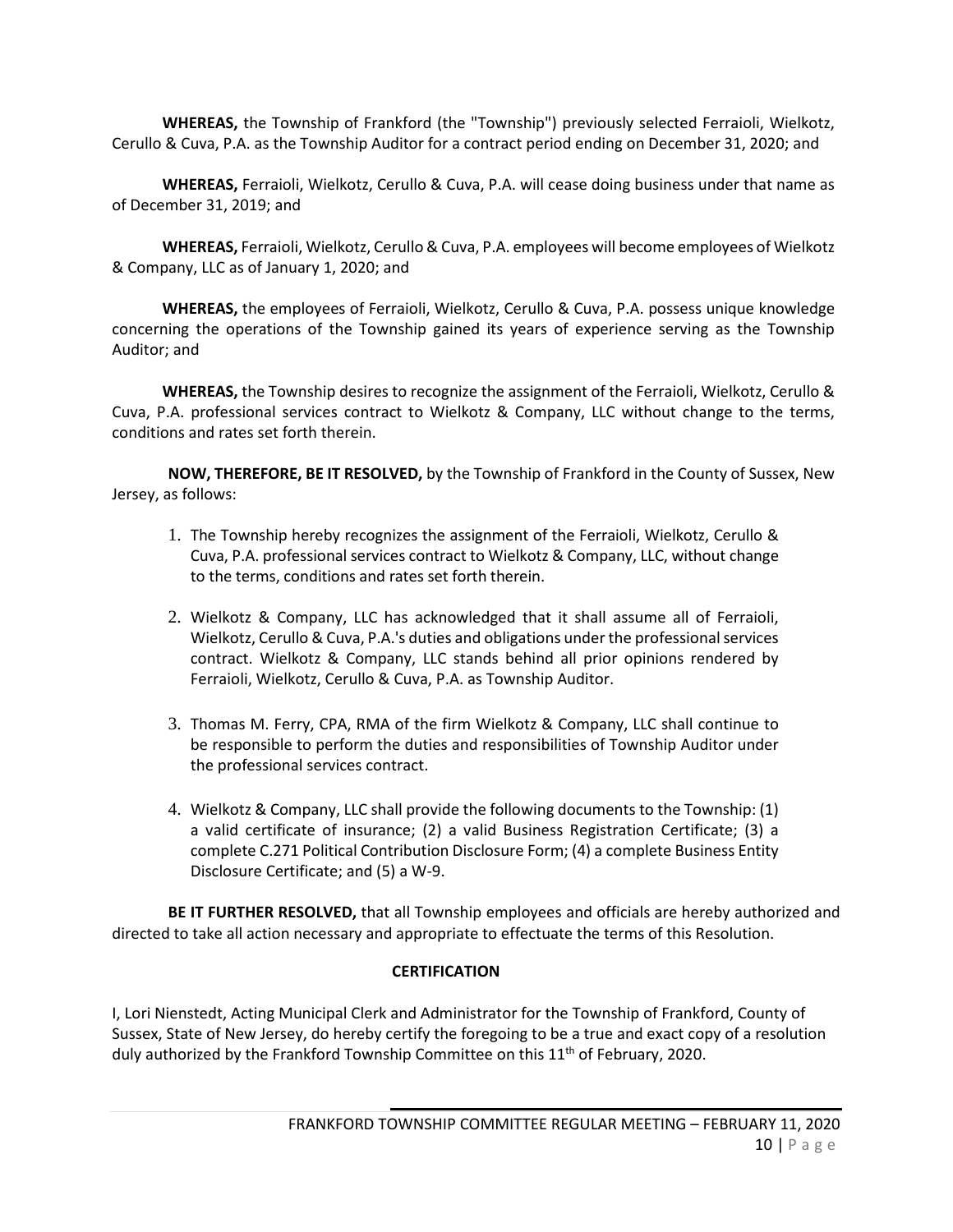**WHEREAS,** the Township of Frankford (the "Township") previously selected Ferraioli, Wielkotz, Cerullo & Cuva, P.A. as the Township Auditor for a contract period ending on December 31, 2020; and

**WHEREAS,** Ferraioli, Wielkotz, Cerullo & Cuva, P.A. will cease doing business under that name as of December 31, 2019; and

**WHEREAS,** Ferraioli, Wielkotz, Cerullo & Cuva, P.A. employees will become employees of Wielkotz & Company, LLC as of January 1, 2020; and

**WHEREAS,** the employees of Ferraioli, Wielkotz, Cerullo & Cuva, P.A. possess unique knowledge concerning the operations of the Township gained its years of experience serving as the Township Auditor; and

**WHEREAS,** the Township desires to recognize the assignment of the Ferraioli, Wielkotz, Cerullo & Cuva, P.A. professional services contract to Wielkotz & Company, LLC without change to the terms, conditions and rates set forth therein.

**NOW, THEREFORE, BE IT RESOLVED,** by the Township of Frankford in the County of Sussex, New Jersey, as follows:

1. The Township hereby recognizes the assignment of the Ferraioli, Wielkotz, Cerullo & Cuva, P.A. professional services contract to Wielkotz & Company, LLC, without change to the terms, conditions and rates set forth therein.

2. Wielkotz & Company, LLC has acknowledged that it shall assume all of Ferraioli, Wielkotz, Cerullo & Cuva, P.A.'s duties and obligations under the professional services contract. Wielkotz & Company, LLC stands behind all prior opinions rendered by Ferraioli, Wielkotz, Cerullo & Cuva, P.A. as Township Auditor.

3. Thomas M. Ferry, CPA, RMA of the firm Wielkotz & Company, LLC shall continue to be responsible to perform the duties and responsibilities of Township Auditor under the professional services contract.

4. Wielkotz & Company, LLC shall provide the following documents to the Township: (1) a valid certificate of insurance; (2) a valid Business Registration Certificate; (3) a complete C.271 Political Contribution Disclosure Form; (4) a complete Business Entity Disclosure Certificate; and (5) a W-9.

**BE IT FURTHER RESOLVED,** that all Township employees and officials are hereby authorized and directed to take all action necessary and appropriate to effectuate the terms of this Resolution.

**CERTIFICATION**

I, Lori Nienstedt, Acting Municipal Clerk and Administrator for the Township of Frankford, County of Sussex, State of New Jersey, do hereby certify the foregoing to be a true and exact copy of a resolution duly authorized by the Frankford Township Committee on this 11th of February, 2020.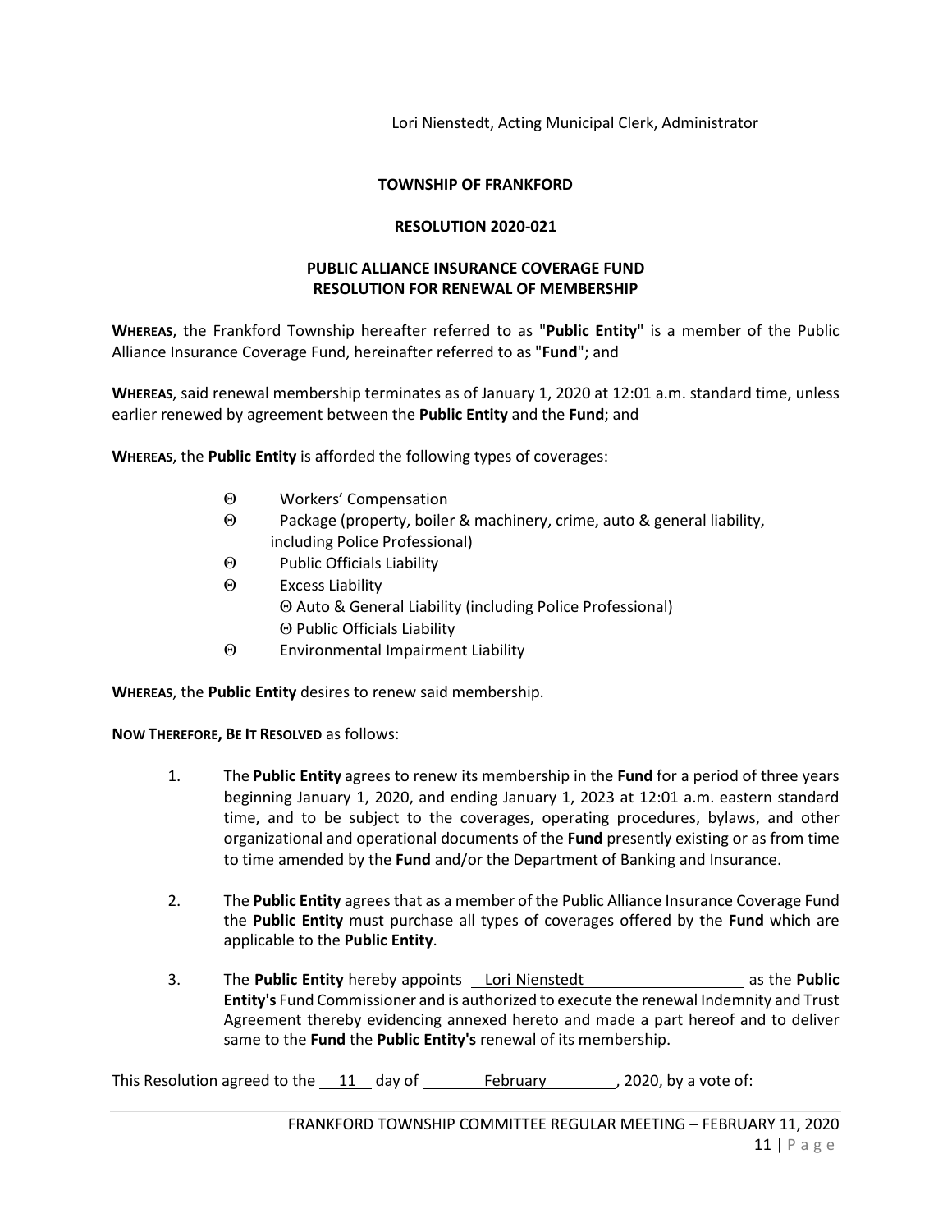Lori Nienstedt, Acting Municipal Clerk, Administrator

**TOWNSHIP OF FRANKFORD**

**RESOLUTION 2020-021**

**PUBLIC ALLIANCE INSURANCE COVERAGE FUND**
**RESOLUTION FOR RENEWAL OF MEMBERSHIP**

**WHEREAS**, the Frankford Township hereafter referred to as "**Public Entity**" is a member of the Public Alliance Insurance Coverage Fund, hereinafter referred to as "**Fund**"; and

**WHEREAS**, said renewal membership terminates as of January 1, 2020 at 12:01 a.m. standard time, unless earlier renewed by agreement between the **Public Entity** and the **Fund**; and

**WHEREAS**, the **Public Entity** is afforded the following types of coverages:

- Θ Workers' Compensation
- Θ Package (property, boiler & machinery, crime, auto & general liability, including Police Professional)
- Θ Public Officials Liability
- Θ Excess Liability
  - Θ Auto & General Liability (including Police Professional)
  - Θ Public Officials Liability
- Θ Environmental Impairment Liability

**WHEREAS**, the **Public Entity** desires to renew said membership.

**NOW THEREFORE, BE IT RESOLVED** as follows:

1. The **Public Entity** agrees to renew its membership in the **Fund** for a period of three years beginning January 1, 2020, and ending January 1, 2023 at 12:01 a.m. eastern standard time, and to be subject to the coverages, operating procedures, bylaws, and other organizational and operational documents of the **Fund** presently existing or as from time to time amended by the **Fund** and/or the Department of Banking and Insurance.

2. The **Public Entity** agrees that as a member of the Public Alliance Insurance Coverage Fund the **Public Entity** must purchase all types of coverages offered by the **Fund** which are applicable to the **Public Entity**.

3. The **Public Entity** hereby appoints Lori Nienstedt as the **Public Entity's** Fund Commissioner and is authorized to execute the renewal Indemnity and Trust Agreement thereby evidencing annexed hereto and made a part hereof and to deliver same to the **Fund** the **Public Entity's** renewal of its membership.

This Resolution agreed to the 11 day of February, 2020, by a vote of: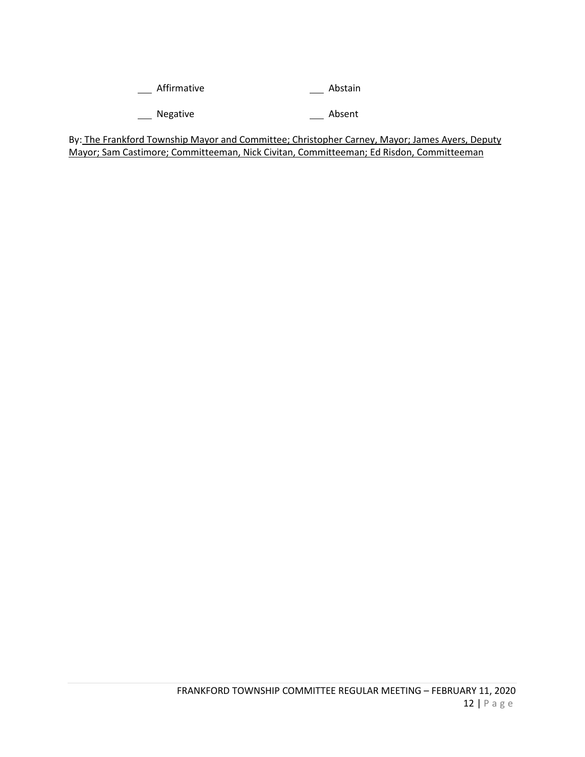___ Affirmative ___ Abstain

___ Negative ___ Absent

By: The Frankford Township Mayor and Committee; Christopher Carney, Mayor; James Ayers, Deputy Mayor; Sam Castimore; Committeeman, Nick Civitan, Committeeman; Ed Risdon, Committeeman